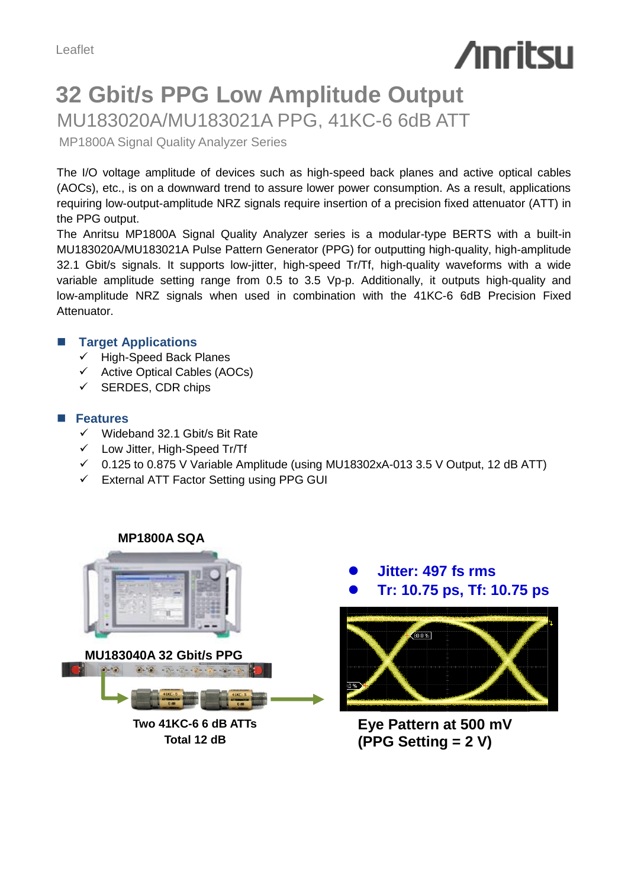Leaflet

# 32 Gbit/s PPG Low Amplitude Output

## MU183020A/MU183021A PPG, 41KC-6 6dB ATT

MP1800A Signal Quality Analyzer Series

The I/O voltage amplitude of devices such as high-speed back planes and active optical cables (AOCs), etc., is on a downward trend to assure lower power consumption. As a result, applications requiring low-output-amplitude NRZ signals require insertion of a precision fixed attenuator (ATT) in the PPG output.

The Anritsu MP1800A Signal Quality Analyzer series is a modular-type BERTS with a built-in MU183020A/MU183021A Pulse Pattern Generator (PPG) for outputting high-quality, high-amplitude 32.1 Gbit/s signals. It supports low-jitter, high-speed Tr/Tf, high-quality waveforms with a wide variable amplitude setting range from 0.5 to 3.5 Vp-p. Additionally, it outputs high-quality and low-amplitude NRZ signals when used in combination with the 41KC-6 6dB Precision Fixed Attenuator.

### Target Applications

- ✓ High-Speed Back Planes
- ✓ Active Optical Cables (AOCs)
- ✓ SERDES, CDR chips

### Features

- ✓ Wideband 32.1 Gbit/s Bit Rate
- ✓ Low Jitter, High-Speed Tr/Tf
- ✓ 0.125 to 0.875 V Variable Amplitude (using MU18302xA-013 3.5 V Output, 12 dB ATT)
- ✓ External ATT Factor Setting using PPG GUI

**MP1800A SQA**

**MU183040A 32 Gbit/s PPG**

**Two 41KC-6 6 dB ATTs**
**Total 12 dB**

- **Jitter: 497 fs rms**
- **Tr: 10.75 ps, Tf: 10.75 ps**

**Eye Pattern at 500 mV**
**(PPG Setting = 2 V)**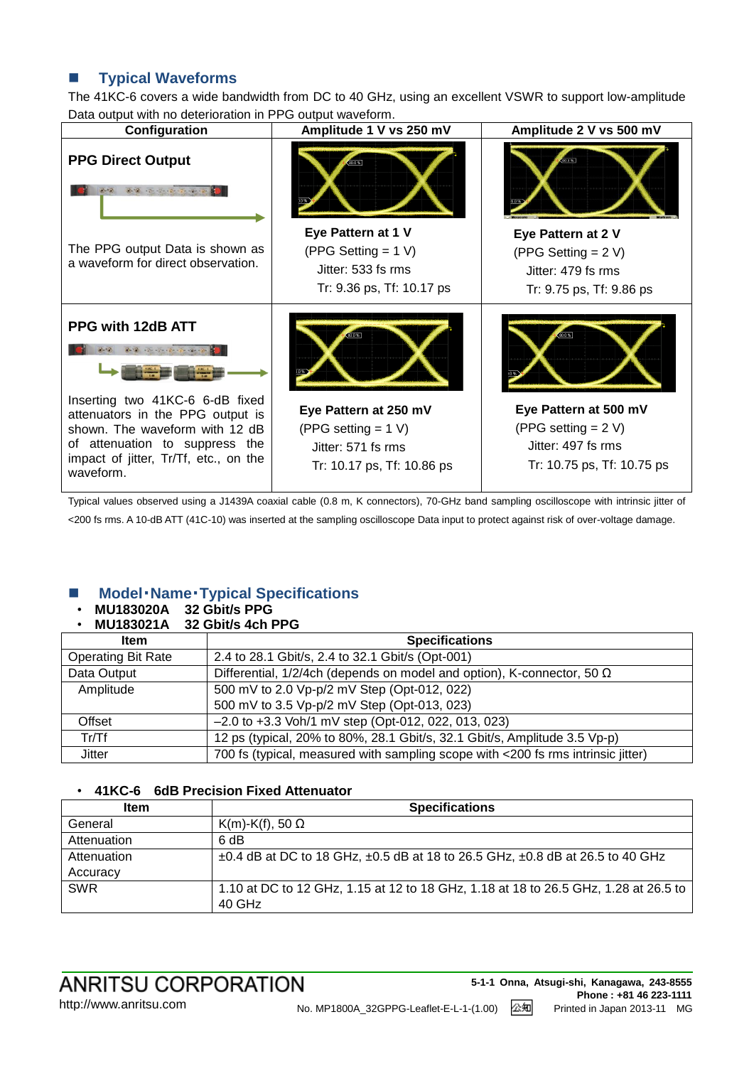## Typical Waveforms

The 41KC-6 covers a wide bandwidth from DC to 40 GHz, using an excellent VSWR to support low-amplitude Data output with no deterioration in PPG output waveform.

| Configuration | Amplitude 1 V vs 250 mV | Amplitude 2 V vs 500 mV |
|---|---|---|
| **PPG Direct Output**<br>The PPG output Data is shown as a waveform for direct observation. | **Eye Pattern at 1 V**<br>(PPG Setting = 1 V)<br>Jitter: 533 fs rms<br>Tr: 9.36 ps, Tf: 10.17 ps | **Eye Pattern at 2 V**<br>(PPG Setting = 2 V)<br>Jitter: 479 fs rms<br>Tr: 9.75 ps, Tf: 9.86 ps |
| **PPG with 12dB ATT**<br>Inserting two 41KC-6 6-dB fixed attenuators in the PPG output is shown. The waveform with 12 dB of attenuation to suppress the impact of jitter, Tr/Tf, etc., on the waveform. | **Eye Pattern at 250 mV**<br>(PPG setting = 1 V)<br>Jitter: 571 fs rms<br>Tr: 10.17 ps, Tf: 10.86 ps | **Eye Pattern at 500 mV**<br>(PPG setting = 2 V)<br>Jitter: 497 fs rms<br>Tr: 10.75 ps, Tf: 10.75 ps |

Typical values observed using a J1439A coaxial cable (0.8 m, K connectors), 70-GHz band sampling oscilloscope with intrinsic jitter of <200 fs rms. A 10-dB ATT (41C-10) was inserted at the sampling oscilloscope Data input to protect against risk of over-voltage damage.

## Model･Name･Typical Specifications

- **MU183020A 32 Gbit/s PPG**
- **MU183021A 32 Gbit/s 4ch PPG**

| Item | Specifications |
|---|---|
| Operating Bit Rate | 2.4 to 28.1 Gbit/s, 2.4 to 32.1 Gbit/s (Opt-001) |
| Data Output | Differential, 1/2/4ch (depends on model and option), K-connector, 50 Ω |
| Amplitude | 500 mV to 2.0 Vp-p/2 mV Step (Opt-012, 022)<br>500 mV to 3.5 Vp-p/2 mV Step (Opt-013, 023) |
| Offset | –2.0 to +3.3 Voh/1 mV step (Opt-012, 022, 013, 023) |
| Tr/Tf | 12 ps (typical, 20% to 80%, 28.1 Gbit/s, 32.1 Gbit/s, Amplitude 3.5 Vp-p) |
| Jitter | 700 fs (typical, measured with sampling scope with <200 fs rms intrinsic jitter) |

- **41KC-6 6dB Precision Fixed Attenuator**

| Item | Specifications |
|---|---|
| General | K(m)-K(f), 50 Ω |
| Attenuation | 6 dB |
| Attenuation Accuracy | ±0.4 dB at DC to 18 GHz, ±0.5 dB at 18 to 26.5 GHz, ±0.8 dB at 26.5 to 40 GHz |
| SWR | 1.10 at DC to 12 GHz, 1.15 at 12 to 18 GHz, 1.18 at 18 to 26.5 GHz, 1.28 at 26.5 to 40 GHz |

ANRITSU CORPORATION
http://www.anritsu.com

5-1-1 Onna, Atsugi-shi, Kanagawa, 243-8555
Phone : +81 46 223-1111

No. MP1800A_32GPPG-Leaflet-E-L-1-(1.00) 公知 Printed in Japan 2013-11 MG